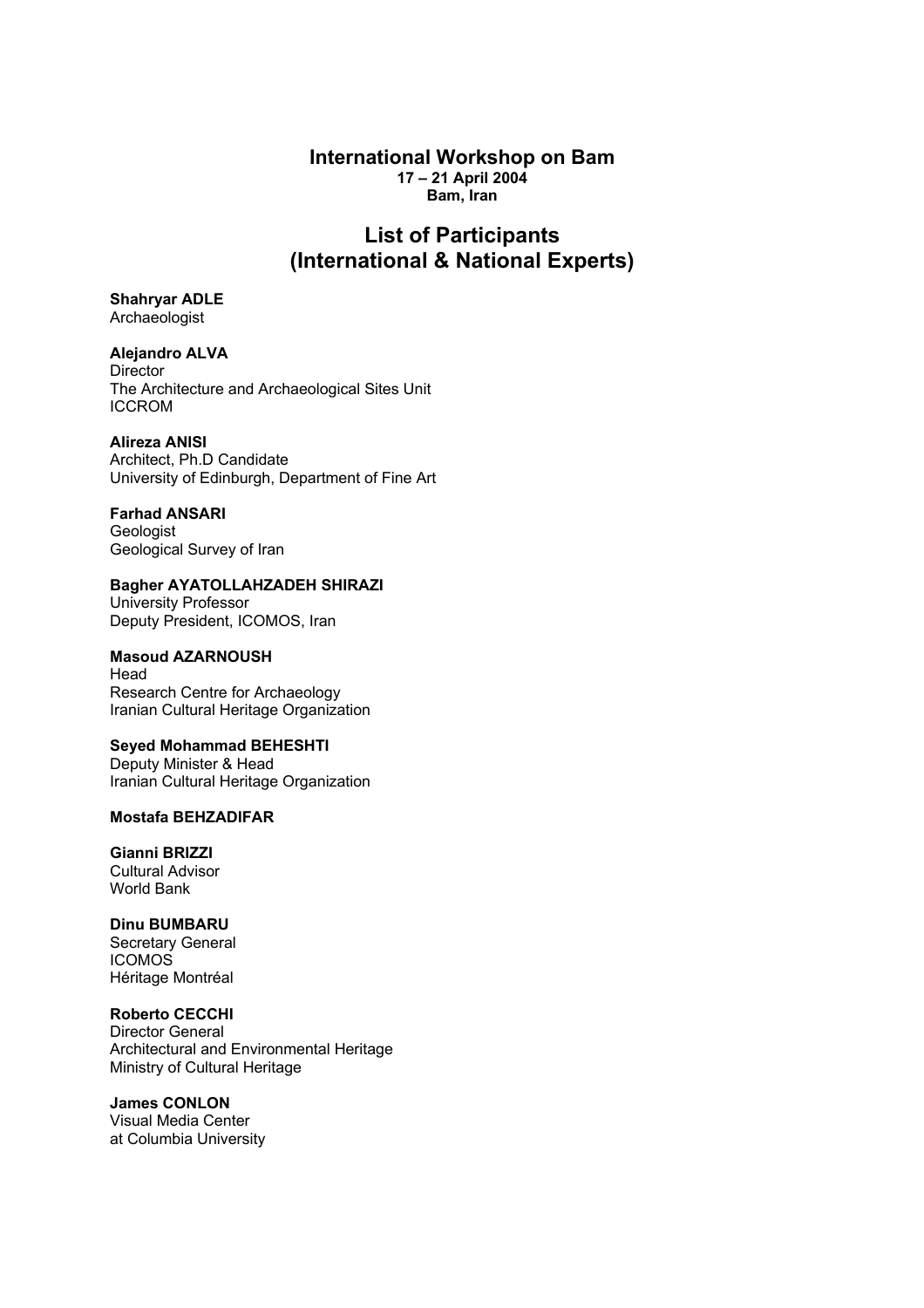# International Workshop on Bam

**17 – 21 April 2004**
**Bam, Iran**

## List of Participants
## (International & National Experts)

**Shahryar ADLE**
Archaeologist

**Alejandro ALVA**
Director
The Architecture and Archaeological Sites Unit
ICCROM

**Alireza ANISI**
Architect, Ph.D Candidate
University of Edinburgh, Department of Fine Art

**Farhad ANSARI**
Geologist
Geological Survey of Iran

**Bagher AYATOLLAHZADEH SHIRAZI**
University Professor
Deputy President, ICOMOS, Iran

**Masoud AZARNOUSH**
Head
Research Centre for Archaeology
Iranian Cultural Heritage Organization

**Seyed Mohammad BEHESHTI**
Deputy Minister & Head
Iranian Cultural Heritage Organization

**Mostafa BEHZADIFAR**

**Gianni BRIZZI**
Cultural Advisor
World Bank

**Dinu BUMBARU**
Secretary General
ICOMOS
Héritage Montréal

**Roberto CECCHI**
Director General
Architectural and Environmental Heritage
Ministry of Cultural Heritage

**James CONLON**
Visual Media Center
at Columbia University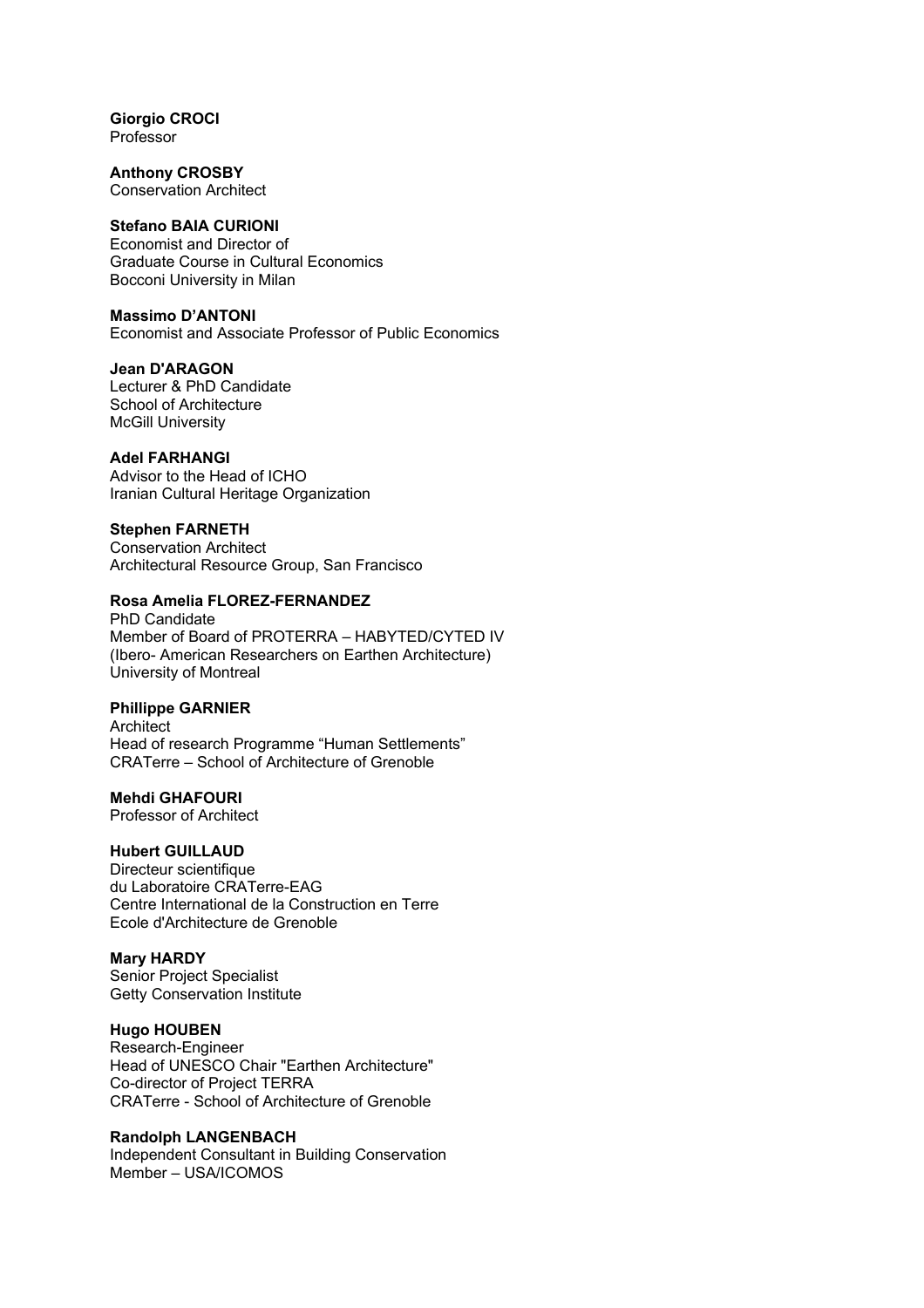**Giorgio CROCI**
Professor

**Anthony CROSBY**
Conservation Architect

**Stefano BAIA CURIONI**
Economist and Director of
Graduate Course in Cultural Economics
Bocconi University in Milan

**Massimo D'ANTONI**
Economist and Associate Professor of Public Economics

**Jean D'ARAGON**
Lecturer & PhD Candidate
School of Architecture
McGill University

**Adel FARHANGI**
Advisor to the Head of ICHO
Iranian Cultural Heritage Organization

**Stephen FARNETH**
Conservation Architect
Architectural Resource Group, San Francisco

**Rosa Amelia FLOREZ-FERNANDEZ**
PhD Candidate
Member of Board of PROTERRA – HABYTED/CYTED IV
(Ibero- American Researchers on Earthen Architecture)
University of Montreal

**Phillippe GARNIER**
Architect
Head of research Programme "Human Settlements"
CRATerre – School of Architecture of Grenoble

**Mehdi GHAFOURI**
Professor of Architect

**Hubert GUILLAUD**
Directeur scientifique
du Laboratoire CRATerre-EAG
Centre International de la Construction en Terre
Ecole d'Architecture de Grenoble

**Mary HARDY**
Senior Project Specialist
Getty Conservation Institute

**Hugo HOUBEN**
Research-Engineer
Head of UNESCO Chair "Earthen Architecture"
Co-director of Project TERRA
CRATerre - School of Architecture of Grenoble

**Randolph LANGENBACH**
Independent Consultant in Building Conservation
Member – USA/ICOMOS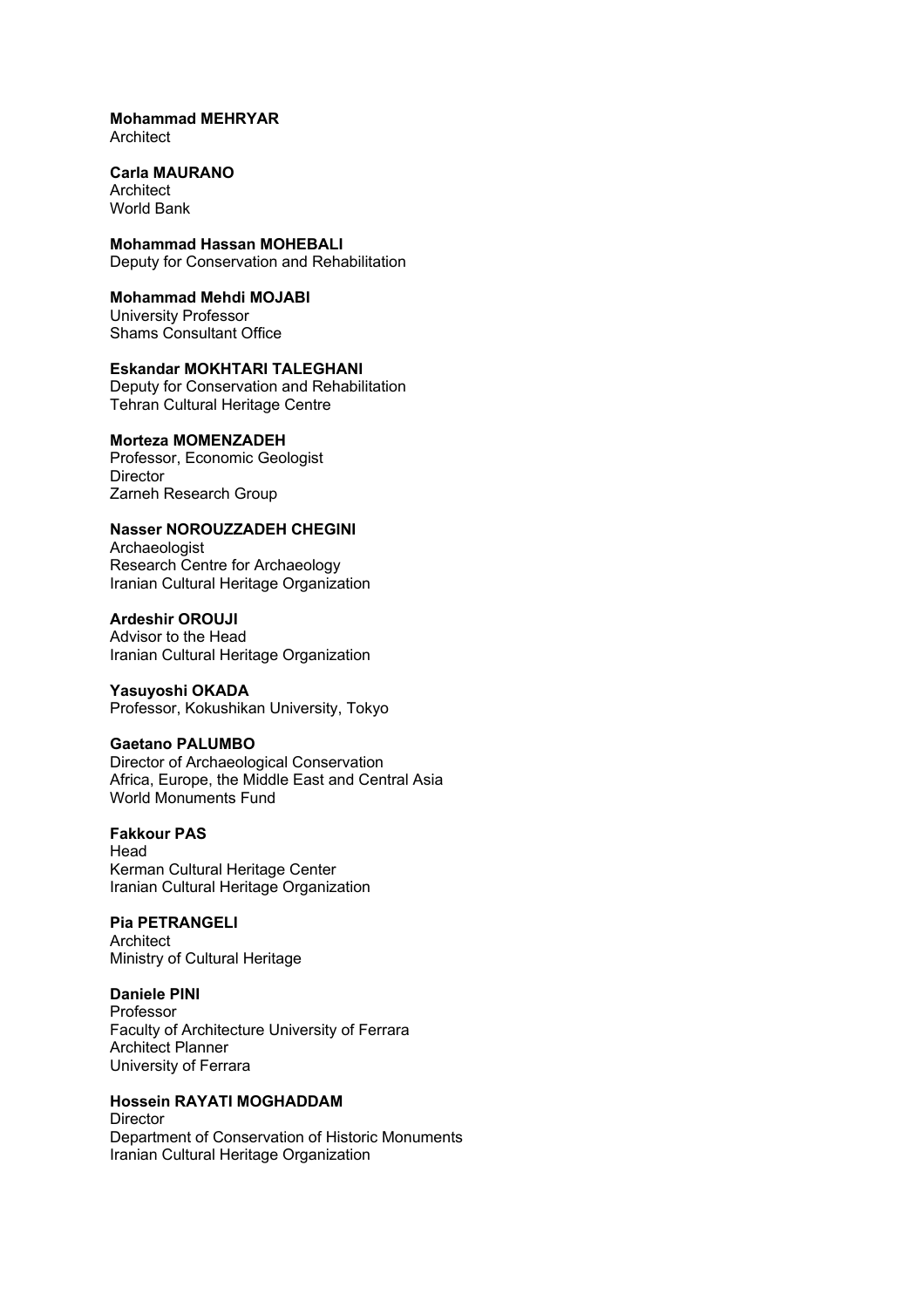**Mohammad MEHRYAR**
Architect

**Carla MAURANO**
Architect
World Bank

**Mohammad Hassan MOHEBALI**
Deputy for Conservation and Rehabilitation

**Mohammad Mehdi MOJABI**
University Professor
Shams Consultant Office

**Eskandar MOKHTARI TALEGHANI**
Deputy for Conservation and Rehabilitation
Tehran Cultural Heritage Centre

**Morteza MOMENZADEH**
Professor, Economic Geologist
Director
Zarneh Research Group

**Nasser NOROUZZADEH CHEGINI**
Archaeologist
Research Centre for Archaeology
Iranian Cultural Heritage Organization

**Ardeshir OROUJI**
Advisor to the Head
Iranian Cultural Heritage Organization

**Yasuyoshi OKADA**
Professor, Kokushikan University, Tokyo

**Gaetano PALUMBO**
Director of Archaeological Conservation
Africa, Europe, the Middle East and Central Asia
World Monuments Fund

**Fakkour PAS**
Head
Kerman Cultural Heritage Center
Iranian Cultural Heritage Organization

**Pia PETRANGELI**
Architect
Ministry of Cultural Heritage

**Daniele PINI**
Professor
Faculty of Architecture University of Ferrara
Architect Planner
University of Ferrara

**Hossein RAYATI MOGHADDAM**
Director
Department of Conservation of Historic Monuments
Iranian Cultural Heritage Organization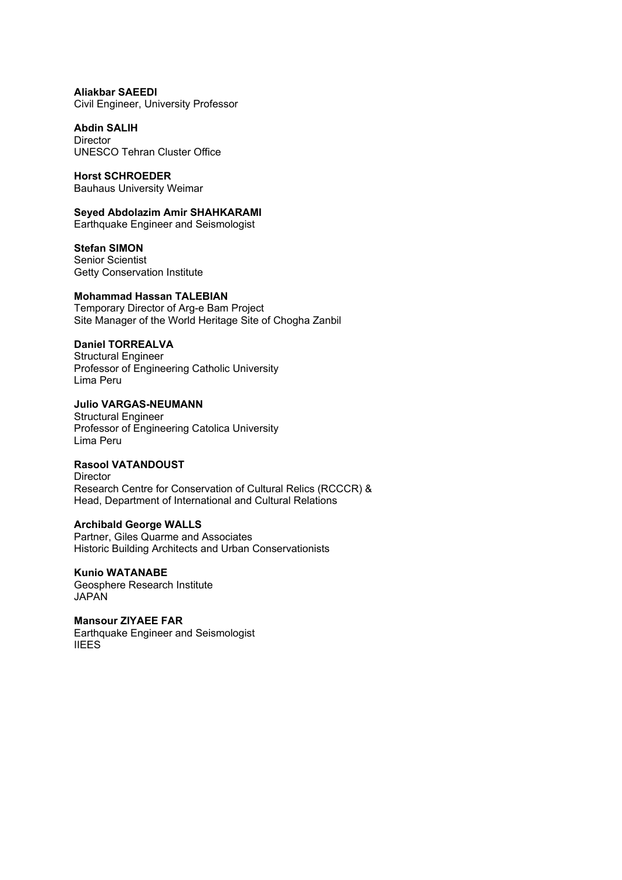**Aliakbar SAEEDI**
Civil Engineer, University Professor

**Abdin SALIH**
Director
UNESCO Tehran Cluster Office

**Horst SCHROEDER**
Bauhaus University Weimar

**Seyed Abdolazim Amir SHAHKARAMI**
Earthquake Engineer and Seismologist

**Stefan SIMON**
Senior Scientist
Getty Conservation Institute

**Mohammad Hassan TALEBIAN**
Temporary Director of Arg-e Bam Project
Site Manager of the World Heritage Site of Chogha Zanbil

**Daniel TORREALVA**
Structural Engineer
Professor of Engineering Catholic University
Lima Peru

**Julio VARGAS-NEUMANN**
Structural Engineer
Professor of Engineering Catolica University
Lima Peru

**Rasool VATANDOUST**
Director
Research Centre for Conservation of Cultural Relics (RCCCR) &
Head, Department of International and Cultural Relations

**Archibald George WALLS**
Partner, Giles Quarme and Associates
Historic Building Architects and Urban Conservationists

**Kunio WATANABE**
Geosphere Research Institute
JAPAN

**Mansour ZIYAEE FAR**
Earthquake Engineer and Seismologist
IIEES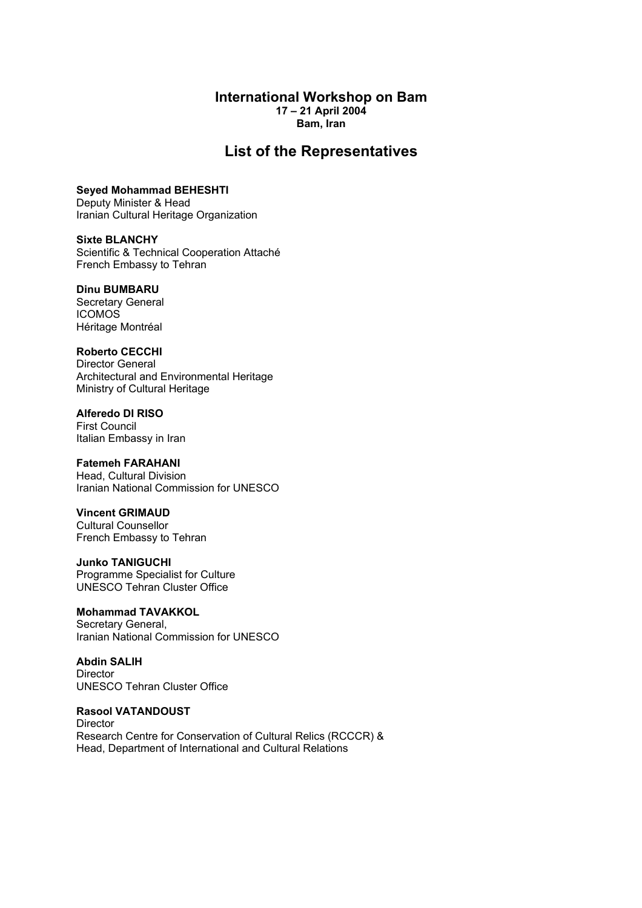# International Workshop on Bam

**17 – 21 April 2004**
**Bam, Iran**

## List of the Representatives

**Seyed Mohammad BEHESHTI**
Deputy Minister & Head
Iranian Cultural Heritage Organization

**Sixte BLANCHY**
Scientific & Technical Cooperation Attaché
French Embassy to Tehran

**Dinu BUMBARU**
Secretary General
ICOMOS
Héritage Montréal

**Roberto CECCHI**
Director General
Architectural and Environmental Heritage
Ministry of Cultural Heritage

**Alferedo DI RISO**
First Council
Italian Embassy in Iran

**Fatemeh FARAHANI**
Head, Cultural Division
Iranian National Commission for UNESCO

**Vincent GRIMAUD**
Cultural Counsellor
French Embassy to Tehran

**Junko TANIGUCHI**
Programme Specialist for Culture
UNESCO Tehran Cluster Office

**Mohammad TAVAKKOL**
Secretary General,
Iranian National Commission for UNESCO

**Abdin SALIH**
Director
UNESCO Tehran Cluster Office

**Rasool VATANDOUST**
Director
Research Centre for Conservation of Cultural Relics (RCCCR) &
Head, Department of International and Cultural Relations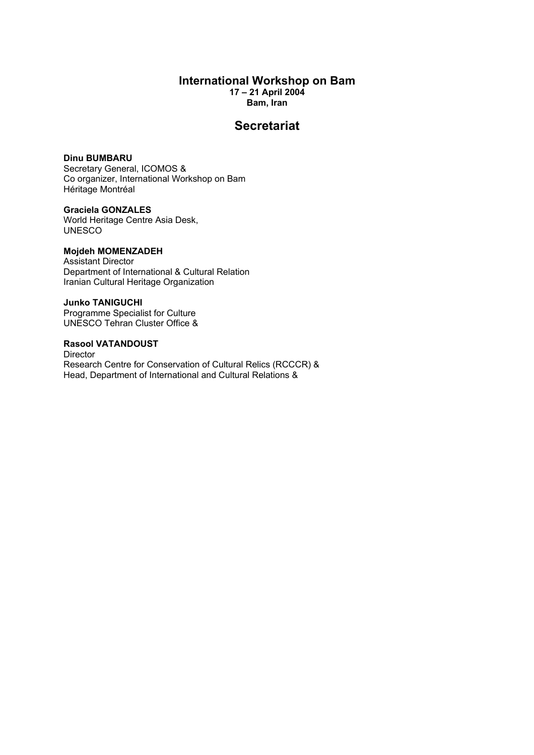# International Workshop on Bam

**17 – 21 April 2004**
**Bam, Iran**

## Secretariat

**Dinu BUMBARU**
Secretary General, ICOMOS &
Co organizer, International Workshop on Bam
Héritage Montréal

**Graciela GONZALES**
World Heritage Centre Asia Desk,
UNESCO

**Mojdeh MOMENZADEH**
Assistant Director
Department of International & Cultural Relation
Iranian Cultural Heritage Organization

**Junko TANIGUCHI**
Programme Specialist for Culture
UNESCO Tehran Cluster Office &

**Rasool VATANDOUST**
Director
Research Centre for Conservation of Cultural Relics (RCCCR) &
Head, Department of International and Cultural Relations &